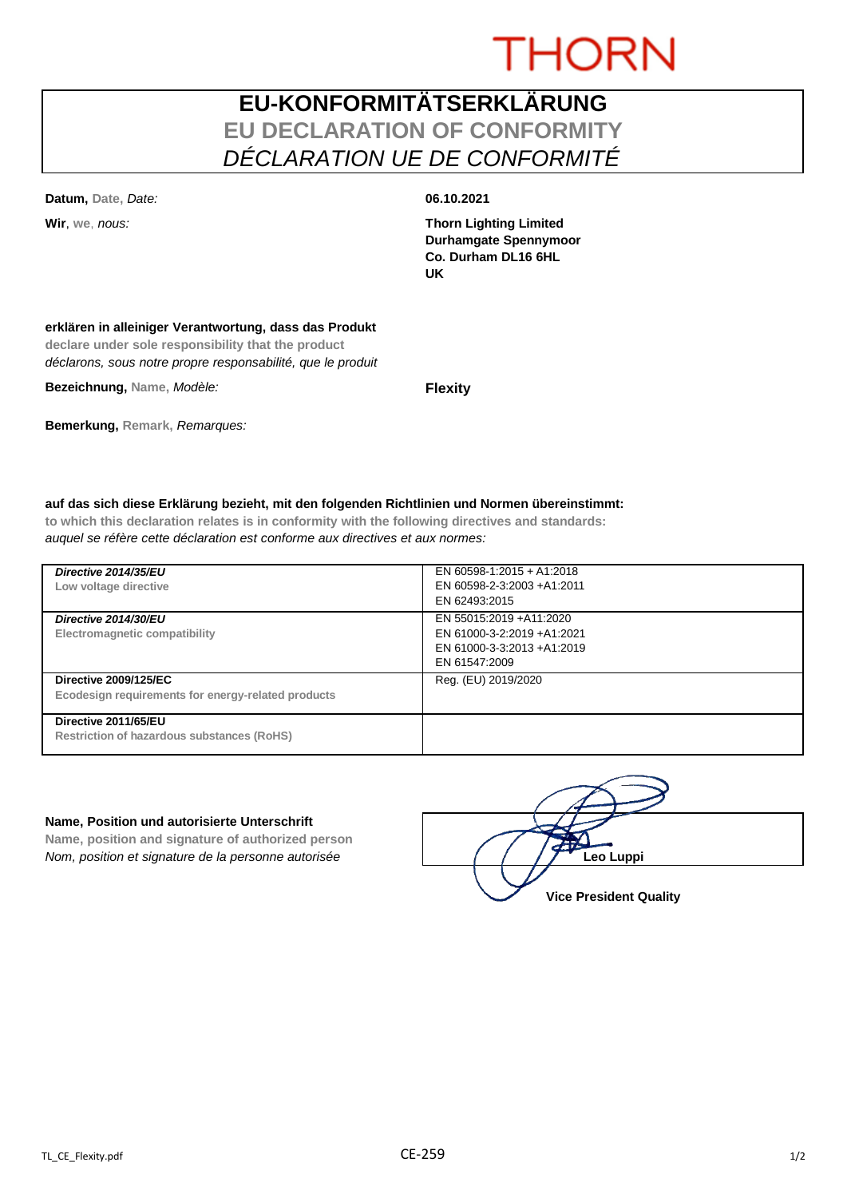THORN

# EU-KONFORMITÄTSERKLÄRUNG
## EU DECLARATION OF CONFORMITY
## *DÉCLARATION UE DE CONFORMITÉ*

**Datum,** Date, *Date:* **06.10.2021**

**Wir**, we, *nous:*

**Thorn Lighting Limited**
**Durhamgate Spennymoor**
**Co. Durham DL16 6HL**
**UK**

**erklären in alleiniger Verantwortung, dass das Produkt**
**declare under sole responsibility that the product**
*déclarons, sous notre propre responsabilité, que le produit*

**Bezeichnung,** Name, *Modèle:* **Flexity**

**Bemerkung,** Remark, *Remarques:*

**auf das sich diese Erklärung bezieht, mit den folgenden Richtlinien und Normen übereinstimmt:**
**to which this declaration relates is in conformity with the following directives and standards:**
*auquel se réfère cette déclaration est conforme aux directives et aux normes:*

| Directive | Standards |
|---|---|
| ***Directive 2014/35/EU***<br>**Low voltage directive** | EN 60598-1:2015 + A1:2018<br>EN 60598-2-3:2003 +A1:2011<br>EN 62493:2015 |
| ***Directive 2014/30/EU***<br>**Electromagnetic compatibility** | EN 55015:2019 +A11:2020<br>EN 61000-3-2:2019 +A1:2021<br>EN 61000-3-3:2013 +A1:2019<br>EN 61547:2009 |
| **Directive 2009/125/EC**<br>**Ecodesign requirements for energy-related products** | Reg. (EU) 2019/2020 |
| **Directive 2011/65/EU**<br>**Restriction of hazardous substances (RoHS)** | |

**Name, Position und autorisierte Unterschrift**
**Name, position and signature of authorized person**
*Nom, position et signature de la personne autorisée*

**Leo Luppi**

**Vice President Quality**

TL_CE_Flexity.pdf CE-259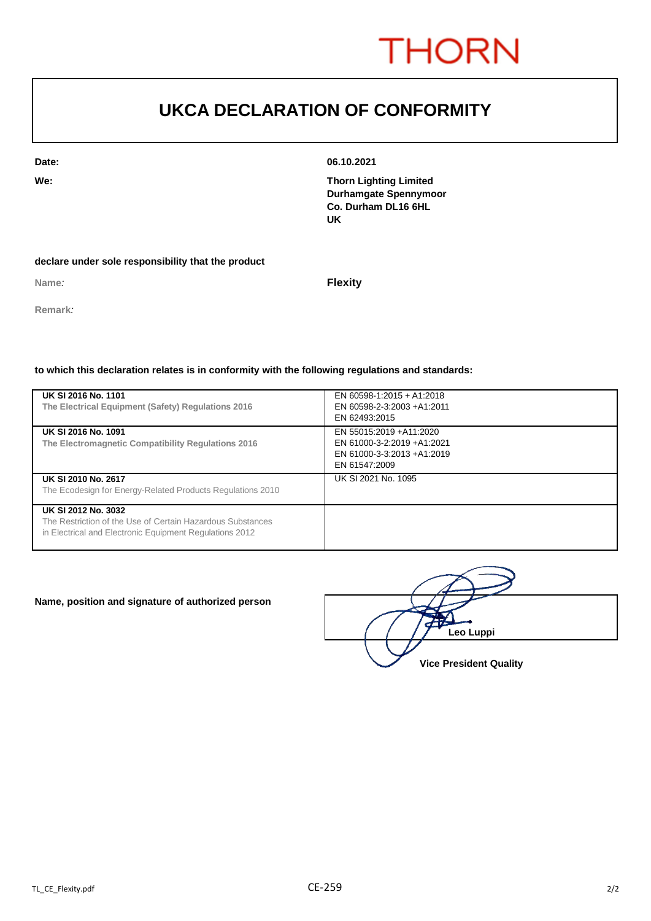THORN

# UKCA DECLARATION OF CONFORMITY

**Date:** **06.10.2021**

**We:** **Thorn Lighting Limited**
**Durhamgate Spennymoor**
**Co. Durham DL16 6HL**
**UK**

**declare under sole responsibility that the product**

Name: **Flexity**

Remark:

**to which this declaration relates is in conformity with the following regulations and standards:**

| | |
|---|---|
| **UK SI 2016 No. 1101**<br>**The Electrical Equipment (Safety) Regulations 2016** | EN 60598-1:2015 + A1:2018<br>EN 60598-2-3:2003 +A1:2011<br>EN 62493:2015 |
| **UK SI 2016 No. 1091**<br>**The Electromagnetic Compatibility Regulations 2016** | EN 55015:2019 +A11:2020<br>EN 61000-3-2:2019 +A1:2021<br>EN 61000-3-3:2013 +A1:2019<br>EN 61547:2009 |
| **UK SI 2010 No. 2617**<br>The Ecodesign for Energy-Related Products Regulations 2010 | UK SI 2021 No. 1095 |
| **UK SI 2012 No. 3032**<br>The Restriction of the Use of Certain Hazardous Substances in Electrical and Electronic Equipment Regulations 2012 | |

**Name, position and signature of authorized person**

**Leo Luppi**

**Vice President Quality**

TL_CE_Flexity.pdf CE-259